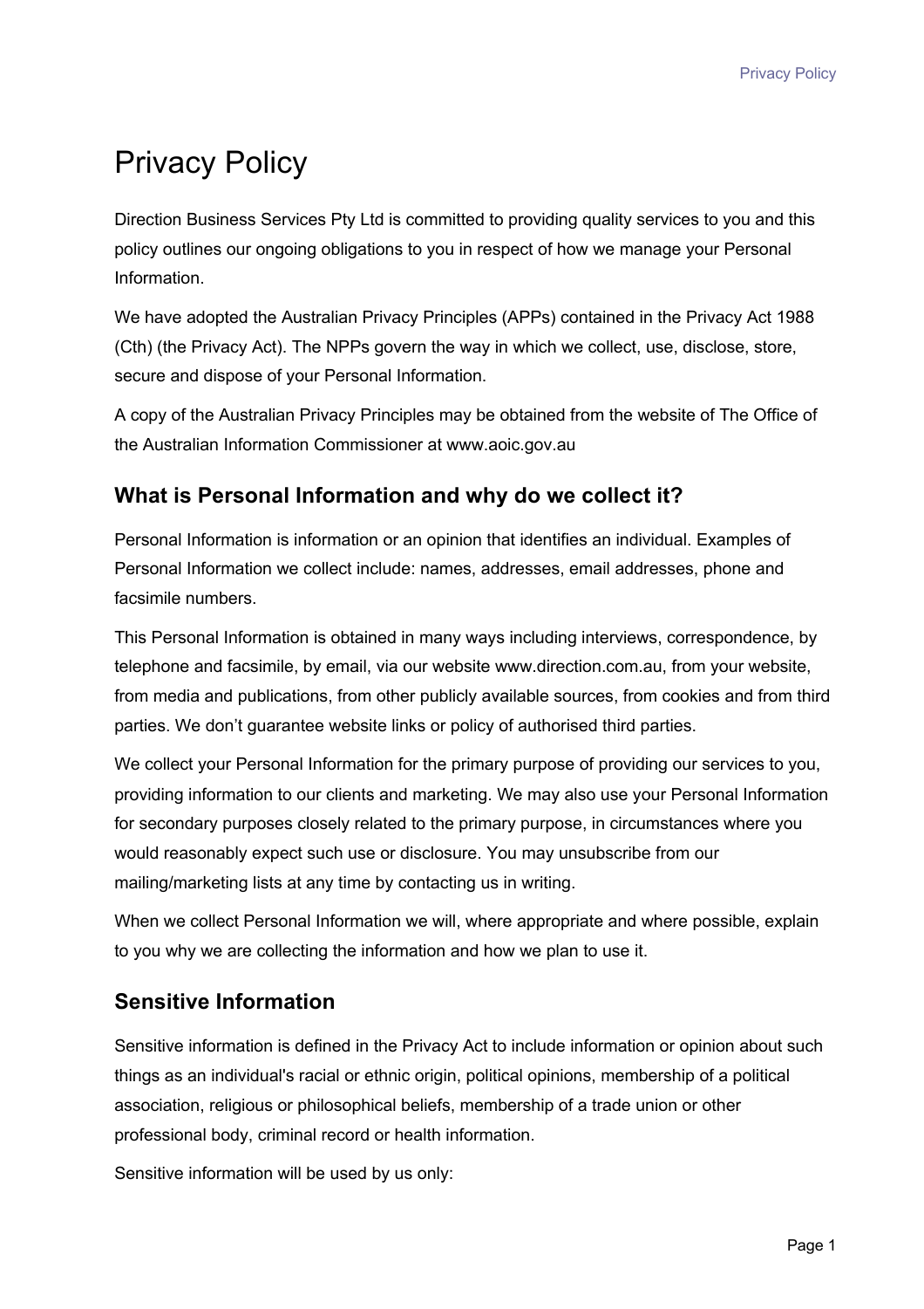# Privacy Policy

Direction Business Services Pty Ltd is committed to providing quality services to you and this policy outlines our ongoing obligations to you in respect of how we manage your Personal Information.

We have adopted the Australian Privacy Principles (APPs) contained in the Privacy Act 1988 (Cth) (the Privacy Act). The NPPs govern the way in which we collect, use, disclose, store, secure and dispose of your Personal Information.

A copy of the Australian Privacy Principles may be obtained from the website of The Office of the Australian Information Commissioner at www.aoic.gov.au

## What is Personal Information and why do we collect it?

Personal Information is information or an opinion that identifies an individual. Examples of Personal Information we collect include: names, addresses, email addresses, phone and facsimile numbers.

This Personal Information is obtained in many ways including interviews, correspondence, by telephone and facsimile, by email, via our website www.direction.com.au, from your website, from media and publications, from other publicly available sources, from cookies and from third parties. We don't guarantee website links or policy of authorised third parties.

We collect your Personal Information for the primary purpose of providing our services to you, providing information to our clients and marketing. We may also use your Personal Information for secondary purposes closely related to the primary purpose, in circumstances where you would reasonably expect such use or disclosure. You may unsubscribe from our mailing/marketing lists at any time by contacting us in writing.

When we collect Personal Information we will, where appropriate and where possible, explain to you why we are collecting the information and how we plan to use it.

## Sensitive Information

Sensitive information is defined in the Privacy Act to include information or opinion about such things as an individual's racial or ethnic origin, political opinions, membership of a political association, religious or philosophical beliefs, membership of a trade union or other professional body, criminal record or health information.

Sensitive information will be used by us only: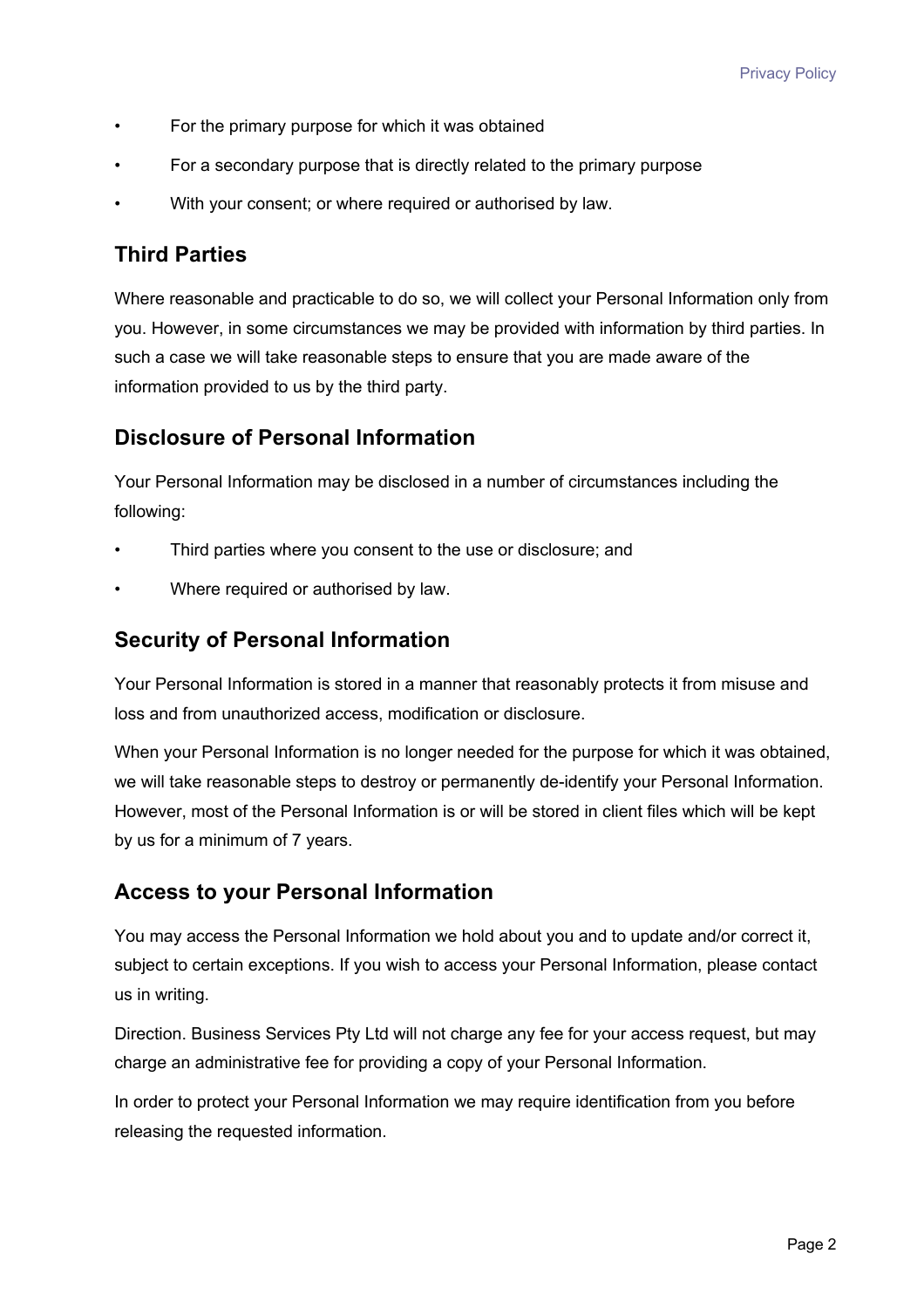- For the primary purpose for which it was obtained
- For a secondary purpose that is directly related to the primary purpose
- With your consent; or where required or authorised by law.

## Third Parties

Where reasonable and practicable to do so, we will collect your Personal Information only from you. However, in some circumstances we may be provided with information by third parties. In such a case we will take reasonable steps to ensure that you are made aware of the information provided to us by the third party.

## Disclosure of Personal Information

Your Personal Information may be disclosed in a number of circumstances including the following:

- Third parties where you consent to the use or disclosure; and
- Where required or authorised by law.

## Security of Personal Information

Your Personal Information is stored in a manner that reasonably protects it from misuse and loss and from unauthorized access, modification or disclosure.

When your Personal Information is no longer needed for the purpose for which it was obtained, we will take reasonable steps to destroy or permanently de-identify your Personal Information. However, most of the Personal Information is or will be stored in client files which will be kept by us for a minimum of 7 years.

## Access to your Personal Information

You may access the Personal Information we hold about you and to update and/or correct it, subject to certain exceptions. If you wish to access your Personal Information, please contact us in writing.

Direction. Business Services Pty Ltd will not charge any fee for your access request, but may charge an administrative fee for providing a copy of your Personal Information.

In order to protect your Personal Information we may require identification from you before releasing the requested information.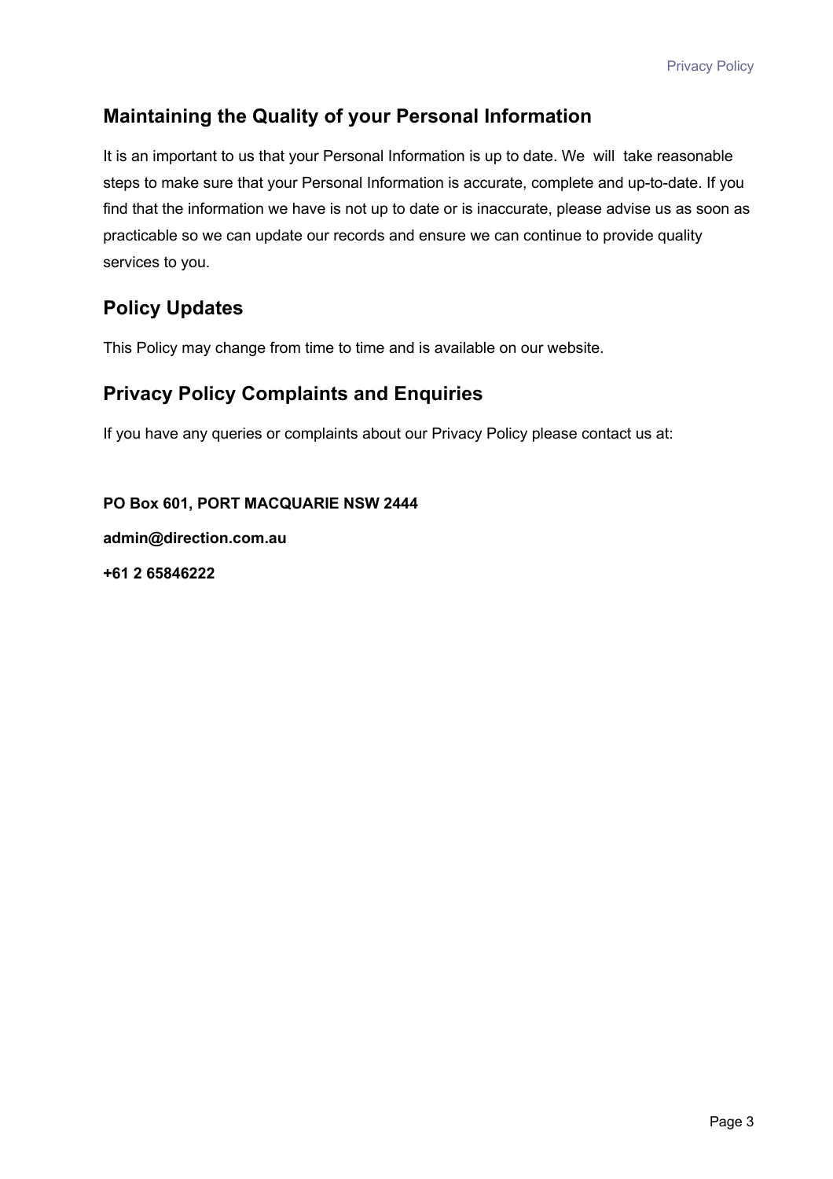## Maintaining the Quality of your Personal Information

It is an important to us that your Personal Information is up to date. We will take reasonable steps to make sure that your Personal Information is accurate, complete and up-to-date. If you find that the information we have is not up to date or is inaccurate, please advise us as soon as practicable so we can update our records and ensure we can continue to provide quality services to you.

## Policy Updates

This Policy may change from time to time and is available on our website.

## Privacy Policy Complaints and Enquiries

If you have any queries or complaints about our Privacy Policy please contact us at:

**PO Box 601, PORT MACQUARIE NSW 2444**

**admin@direction.com.au**

**+61 2 65846222**